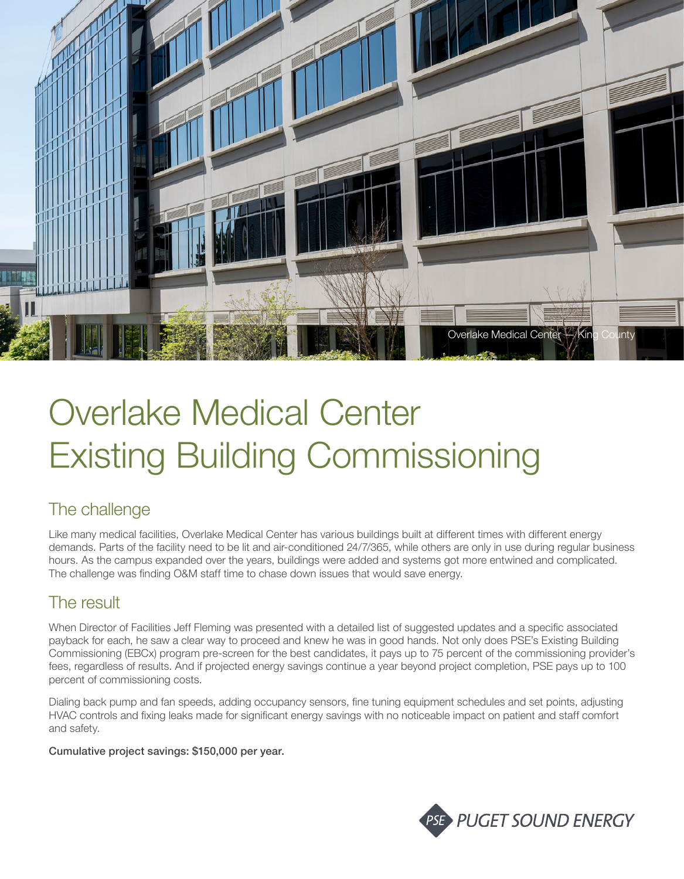Overlake Medical Center — King County

# Overlake Medical Center Existing Building Commissioning

## The challenge

Like many medical facilities, Overlake Medical Center has various buildings built at different times with different energy demands. Parts of the facility need to be lit and air-conditioned 24/7/365, while others are only in use during regular business hours. As the campus expanded over the years, buildings were added and systems got more entwined and complicated. The challenge was finding O&M staff time to chase down issues that would save energy.

## The result

When Director of Facilities Jeff Fleming was presented with a detailed list of suggested updates and a specific associated payback for each, he saw a clear way to proceed and knew he was in good hands. Not only does PSE's Existing Building Commissioning (EBCx) program pre-screen for the best candidates, it pays up to 75 percent of the commissioning provider's fees, regardless of results. And if projected energy savings continue a year beyond project completion, PSE pays up to 100 percent of commissioning costs.

Dialing back pump and fan speeds, adding occupancy sensors, fine tuning equipment schedules and set points, adjusting HVAC controls and fixing leaks made for significant energy savings with no noticeable impact on patient and staff comfort and safety.

**Cumulative project savings: $150,000 per year.**

PSE PUGET SOUND ENERGY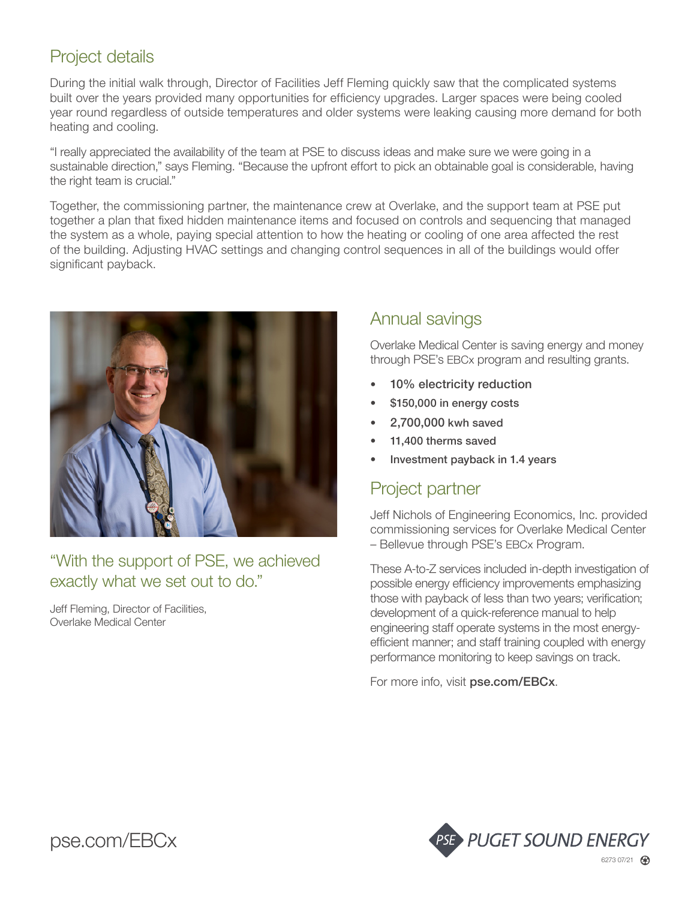## Project details

During the initial walk through, Director of Facilities Jeff Fleming quickly saw that the complicated systems built over the years provided many opportunities for efficiency upgrades. Larger spaces were being cooled year round regardless of outside temperatures and older systems were leaking causing more demand for both heating and cooling.

"I really appreciated the availability of the team at PSE to discuss ideas and make sure we were going in a sustainable direction," says Fleming. "Because the upfront effort to pick an obtainable goal is considerable, having the right team is crucial."

Together, the commissioning partner, the maintenance crew at Overlake, and the support team at PSE put together a plan that fixed hidden maintenance items and focused on controls and sequencing that managed the system as a whole, paying special attention to how the heating or cooling of one area affected the rest of the building. Adjusting HVAC settings and changing control sequences in all of the buildings would offer significant payback.

"With the support of PSE, we achieved exactly what we set out to do."

Jeff Fleming, Director of Facilities,
Overlake Medical Center

## Annual savings

Overlake Medical Center is saving energy and money through PSE's EBCx program and resulting grants.

- **10% electricity reduction**
- **$150,000 in energy costs**
- **2,700,000 kwh saved**
- **11,400 therms saved**
- **Investment payback in 1.4 years**

## Project partner

Jeff Nichols of Engineering Economics, Inc. provided commissioning services for Overlake Medical Center – Bellevue through PSE's EBCx Program.

These A-to-Z services included in-depth investigation of possible energy efficiency improvements emphasizing those with payback of less than two years; verification; development of a quick-reference manual to help engineering staff operate systems in the most energy-efficient manner; and staff training coupled with energy performance monitoring to keep savings on track.

For more info, visit **pse.com/EBCx**.

pse.com/EBCx

PSE PUGET SOUND ENERGY

6273 07/21